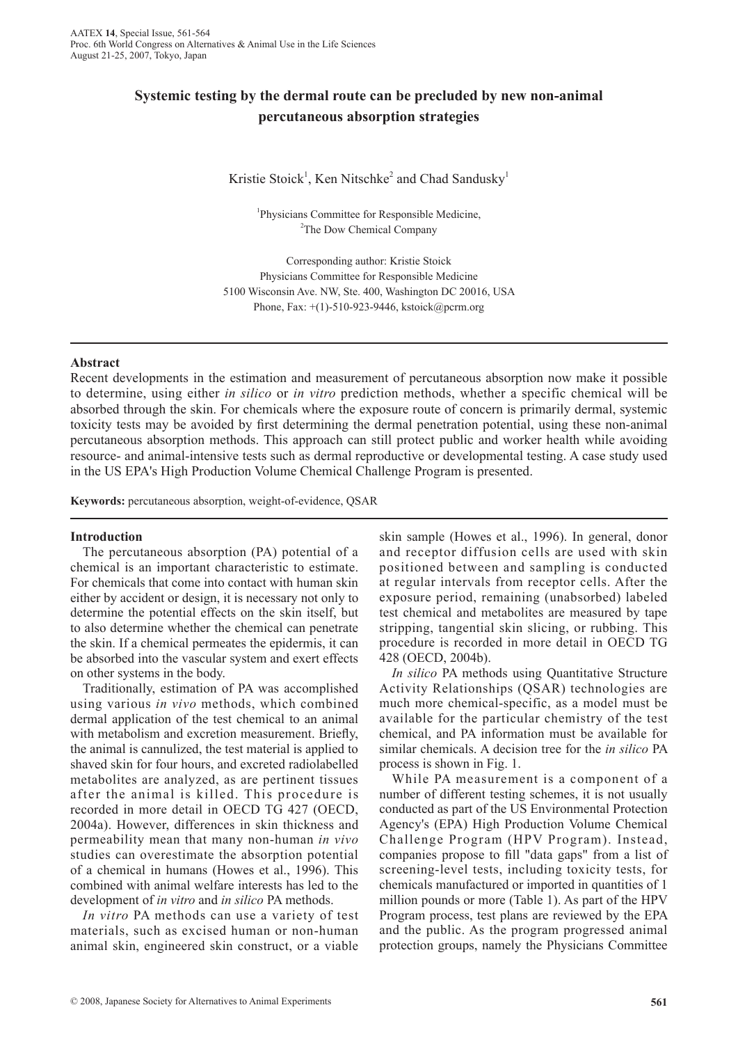# Systemic testing by the dermal route can be precluded by new non-animal percutaneous absorption strategies

Kristie Stoick[1], Ken Nitschke[2] and Chad Sandusky[1]

[1]Physicians Committee for Responsible Medicine,
[2]The Dow Chemical Company

Corresponding author: Kristie Stoick
Physicians Committee for Responsible Medicine
5100 Wisconsin Ave. NW, Ste. 400, Washington DC 20016, USA
Phone, Fax: +(1)-510-923-9446, kstoick@pcrm.org

---

## Abstract

Recent developments in the estimation and measurement of percutaneous absorption now make it possible to determine, using either *in silico* or *in vitro* prediction methods, whether a specific chemical will be absorbed through the skin. For chemicals where the exposure route of concern is primarily dermal, systemic toxicity tests may be avoided by first determining the dermal penetration potential, using these non-animal percutaneous absorption methods. This approach can still protect public and worker health while avoiding resource- and animal-intensive tests such as dermal reproductive or developmental testing. A case study used in the US EPA's High Production Volume Chemical Challenge Program is presented.

**Keywords:** percutaneous absorption, weight-of-evidence, QSAR

---

## Introduction

The percutaneous absorption (PA) potential of a chemical is an important characteristic to estimate. For chemicals that come into contact with human skin either by accident or design, it is necessary not only to determine the potential effects on the skin itself, but to also determine whether the chemical can penetrate the skin. If a chemical permeates the epidermis, it can be absorbed into the vascular system and exert effects on other systems in the body.

Traditionally, estimation of PA was accomplished using various *in vivo* methods, which combined dermal application of the test chemical to an animal with metabolism and excretion measurement. Briefly, the animal is cannulized, the test material is applied to shaved skin for four hours, and excreted radiolabelled metabolites are analyzed, as are pertinent tissues after the animal is killed. This procedure is recorded in more detail in OECD TG 427 (OECD, 2004a). However, differences in skin thickness and permeability mean that many non-human *in vivo* studies can overestimate the absorption potential of a chemical in humans (Howes et al., 1996). This combined with animal welfare interests has led to the development of *in vitro* and *in silico* PA methods.

*In vitro* PA methods can use a variety of test materials, such as excised human or non-human animal skin, engineered skin construct, or a viable skin sample (Howes et al., 1996). In general, donor and receptor diffusion cells are used with skin positioned between and sampling is conducted at regular intervals from receptor cells. After the exposure period, remaining (unabsorbed) labeled test chemical and metabolites are measured by tape stripping, tangential skin slicing, or rubbing. This procedure is recorded in more detail in OECD TG 428 (OECD, 2004b).

*In silico* PA methods using Quantitative Structure Activity Relationships (QSAR) technologies are much more chemical-specific, as a model must be available for the particular chemistry of the test chemical, and PA information must be available for similar chemicals. A decision tree for the *in silico* PA process is shown in Fig. 1.

While PA measurement is a component of a number of different testing schemes, it is not usually conducted as part of the US Environmental Protection Agency's (EPA) High Production Volume Chemical Challenge Program (HPV Program). Instead, companies propose to fill "data gaps" from a list of screening-level tests, including toxicity tests, for chemicals manufactured or imported in quantities of 1 million pounds or more (Table 1). As part of the HPV Program process, test plans are reviewed by the EPA and the public. As the program progressed animal protection groups, namely the Physicians Committee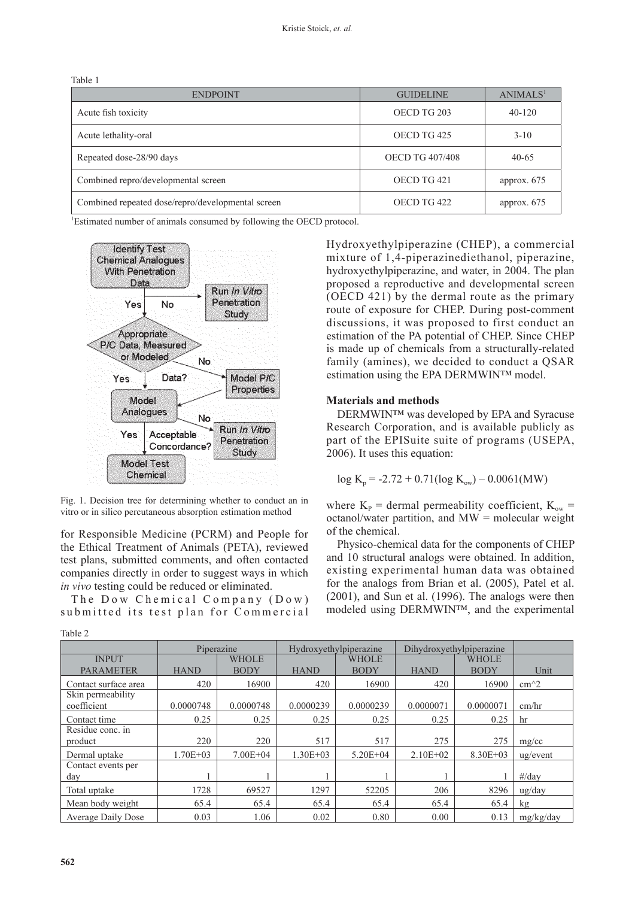Table 1

| ENDPOINT | GUIDELINE | ANIMALS[1] |
|---|---|---|
| Acute fish toxicity | OECD TG 203 | 40-120 |
| Acute lethality-oral | OECD TG 425 | 3-10 |
| Repeated dose-28/90 days | OECD TG 407/408 | 40-65 |
| Combined repro/developmental screen | OECD TG 421 | approx. 675 |
| Combined repeated dose/repro/developmental screen | OECD TG 422 | approx. 675 |

[1]Estimated number of animals consumed by following the OECD protocol.

Fig. 1. Decision tree for determining whether to conduct an in vitro or in silico percutaneous absorption estimation method

for Responsible Medicine (PCRM) and People for the Ethical Treatment of Animals (PETA), reviewed test plans, submitted comments, and often contacted companies directly in order to suggest ways in which *in vivo* testing could be reduced or eliminated.

The Dow Chemical Company (Dow) submitted its test plan for Commercial Hydroxyethylpiperazine (CHEP), a commercial mixture of 1,4-piperazinediethanol, piperazine, hydroxyethylpiperazine, and water, in 2004. The plan proposed a reproductive and developmental screen (OECD 421) by the dermal route as the primary route of exposure for CHEP. During post-comment discussions, it was proposed to first conduct an estimation of the PA potential of CHEP. Since CHEP is made up of chemicals from a structurally-related family (amines), we decided to conduct a QSAR estimation using the EPA DERMWIN™ model.

### Materials and methods

DERMWIN™ was developed by EPA and Syracuse Research Corporation, and is available publicly as part of the EPISuite suite of programs (USEPA, 2006). It uses this equation:

$$\log K_p = -2.72 + 0.71(\log K_{ow}) - 0.0061(MW)$$

where $K_P$ = dermal permeability coefficient, $K_{ow}$ = octanol/water partition, and MW = molecular weight of the chemical.

Physico-chemical data for the components of CHEP and 10 structural analogs were obtained. In addition, existing experimental human data was obtained for the analogs from Brian et al. (2005), Patel et al. (2001), and Sun et al. (1996). The analogs were then modeled using DERMWIN™, and the experimental

Table 2

| INPUT PARAMETER | Piperazine HAND | Piperazine WHOLE BODY | Hydroxyethylpiperazine HAND | Hydroxyethylpiperazine WHOLE BODY | Dihydroxyethylpiperazine HAND | Dihydroxyethylpiperazine WHOLE BODY | Unit |
|---|---|---|---|---|---|---|---|
| Contact surface area | 420 | 16900 | 420 | 16900 | 420 | 16900 | cm^2 |
| Skin permeability coefficient | 0.0000748 | 0.0000748 | 0.0000239 | 0.0000239 | 0.0000071 | 0.0000071 | cm/hr |
| Contact time | 0.25 | 0.25 | 0.25 | 0.25 | 0.25 | 0.25 | hr |
| Residue conc. in product | 220 | 220 | 517 | 517 | 275 | 275 | mg/cc |
| Dermal uptake | 1.70E+03 | 7.00E+04 | 1.30E+03 | 5.20E+04 | 2.10E+02 | 8.30E+03 | ug/event |
| Contact events per day | 1 | 1 | 1 | 1 | 1 | 1 | #/day |
| Total uptake | 1728 | 69527 | 1297 | 52205 | 206 | 8296 | ug/day |
| Mean body weight | 65.4 | 65.4 | 65.4 | 65.4 | 65.4 | 65.4 | kg |
| Average Daily Dose | 0.03 | 1.06 | 0.02 | 0.80 | 0.00 | 0.13 | mg/kg/day |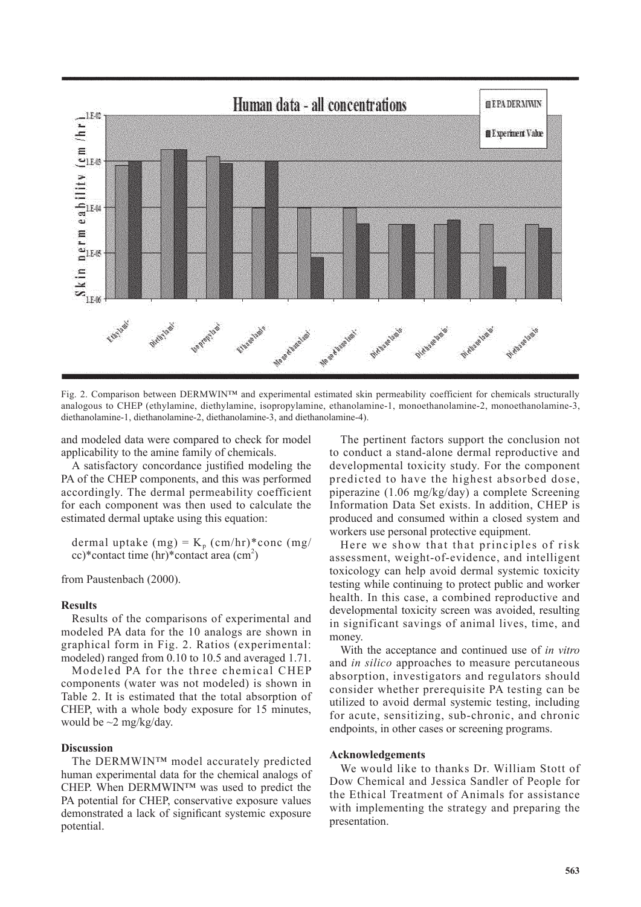Fig. 2. Comparison between DERMWIN™ and experimental estimated skin permeability coefficient for chemicals structurally analogous to CHEP (ethylamine, diethylamine, isopropylamine, ethanolamine-1, monoethanolamine-2, monoethanolamine-3, diethanolamine-1, diethanolamine-2, diethanolamine-3, and diethanolamine-4).

and modeled data were compared to check for model applicability to the amine family of chemicals.

A satisfactory concordance justified modeling the PA of the CHEP components, and this was performed accordingly. The dermal permeability coefficient for each component was then used to calculate the estimated dermal uptake using this equation:

dermal uptake (mg) = $K_p$ (cm/hr)*conc (mg/cc)*contact time (hr)*contact area ($cm^2$)

from Paustenbach (2000).

**Results**

Results of the comparisons of experimental and modeled PA data for the 10 analogs are shown in graphical form in Fig. 2. Ratios (experimental: modeled) ranged from 0.10 to 10.5 and averaged 1.71.

Modeled PA for the three chemical CHEP components (water was not modeled) is shown in Table 2. It is estimated that the total absorption of CHEP, with a whole body exposure for 15 minutes, would be ~2 mg/kg/day.

**Discussion**

The DERMWIN™ model accurately predicted human experimental data for the chemical analogs of CHEP. When DERMWIN™ was used to predict the PA potential for CHEP, conservative exposure values demonstrated a lack of significant systemic exposure potential.

The pertinent factors support the conclusion not to conduct a stand-alone dermal reproductive and developmental toxicity study. For the component predicted to have the highest absorbed dose, piperazine (1.06 mg/kg/day) a complete Screening Information Data Set exists. In addition, CHEP is produced and consumed within a closed system and workers use personal protective equipment.

Here we show that that principles of risk assessment, weight-of-evidence, and intelligent toxicology can help avoid dermal systemic toxicity testing while continuing to protect public and worker health. In this case, a combined reproductive and developmental toxicity screen was avoided, resulting in significant savings of animal lives, time, and money.

With the acceptance and continued use of *in vitro* and *in silico* approaches to measure percutaneous absorption, investigators and regulators should consider whether prerequisite PA testing can be utilized to avoid dermal systemic testing, including for acute, sensitizing, sub-chronic, and chronic endpoints, in other cases or screening programs.

**Acknowledgements**

We would like to thanks Dr. William Stott of Dow Chemical and Jessica Sandler of People for the Ethical Treatment of Animals for assistance with implementing the strategy and preparing the presentation.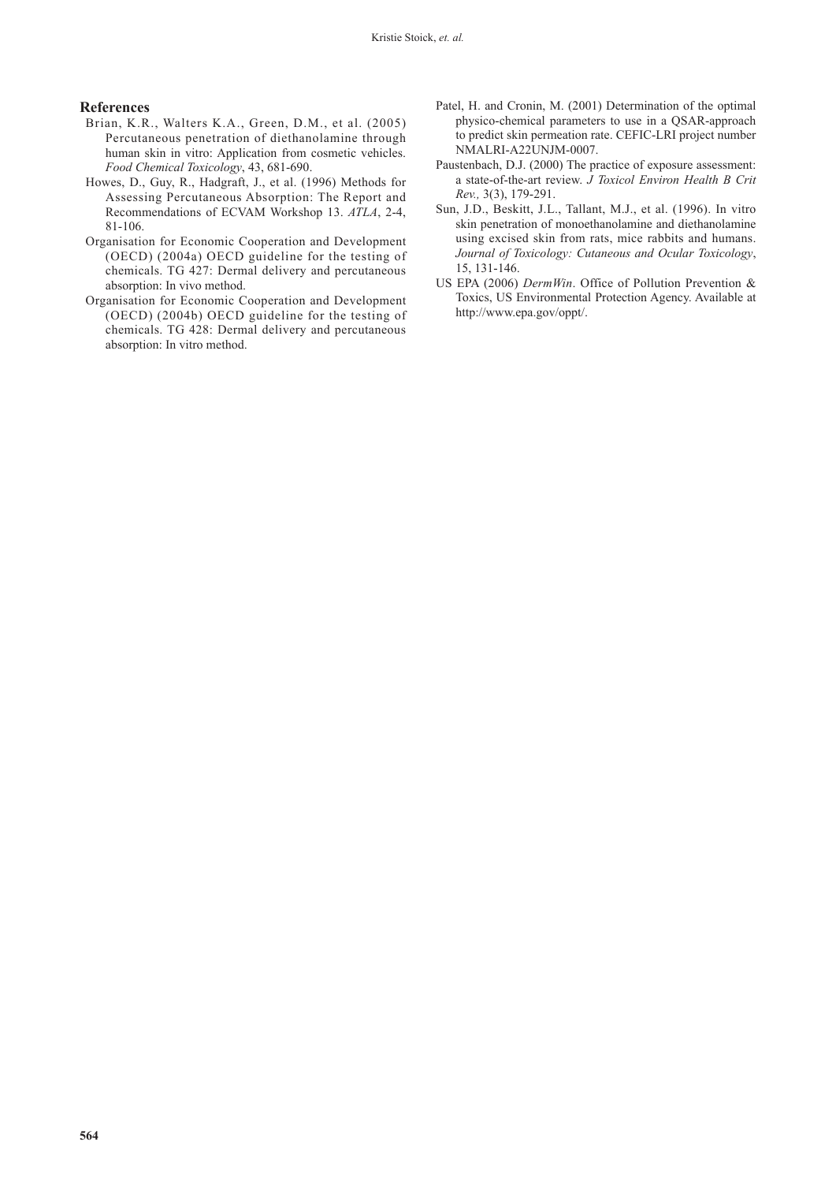## References

Brian, K.R., Walters K.A., Green, D.M., et al. (2005) Percutaneous penetration of diethanolamine through human skin in vitro: Application from cosmetic vehicles. *Food Chemical Toxicology*, 43, 681-690.

Howes, D., Guy, R., Hadgraft, J., et al. (1996) Methods for Assessing Percutaneous Absorption: The Report and Recommendations of ECVAM Workshop 13. *ATLA*, 2-4, 81-106.

Organisation for Economic Cooperation and Development (OECD) (2004a) OECD guideline for the testing of chemicals. TG 427: Dermal delivery and percutaneous absorption: In vivo method.

Organisation for Economic Cooperation and Development (OECD) (2004b) OECD guideline for the testing of chemicals. TG 428: Dermal delivery and percutaneous absorption: In vitro method.

Patel, H. and Cronin, M. (2001) Determination of the optimal physico-chemical parameters to use in a QSAR-approach to predict skin permeation rate. CEFIC-LRI project number NMALRI-A22UNJM-0007.

Paustenbach, D.J. (2000) The practice of exposure assessment: a state-of-the-art review. *J Toxicol Environ Health B Crit Rev.,* 3(3), 179-291.

Sun, J.D., Beskitt, J.L., Tallant, M.J., et al. (1996). In vitro skin penetration of monoethanolamine and diethanolamine using excised skin from rats, mice rabbits and humans. *Journal of Toxicology: Cutaneous and Ocular Toxicology*, 15, 131-146.

US EPA (2006) *DermWin*. Office of Pollution Prevention & Toxics, US Environmental Protection Agency. Available at http://www.epa.gov/oppt/.